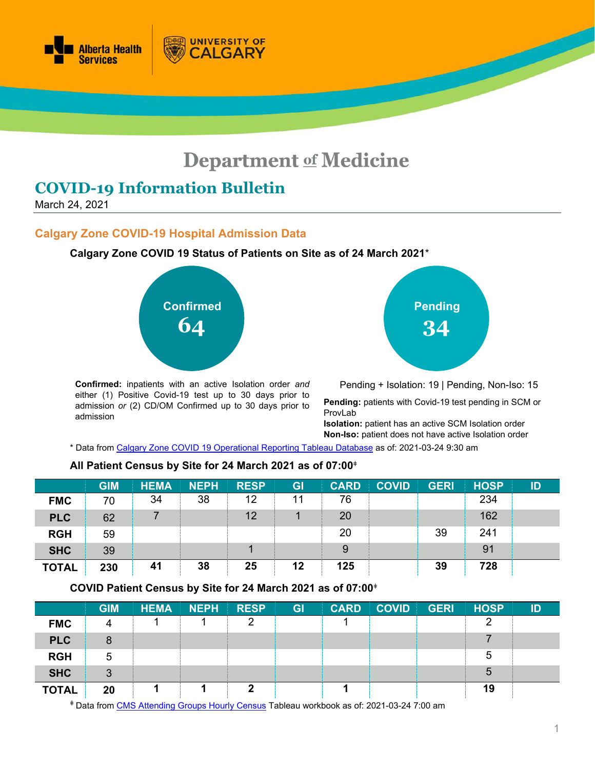# Department of Medicine

## COVID-19 Information Bulletin

March 24, 2021

### Calgary Zone COVID-19 Hospital Admission Data

**Calgary Zone COVID 19 Status of Patients on Site as of 24 March 2021***

**Confirmed**
**64**

**Confirmed:** inpatients with an active Isolation order *and* either (1) Positive Covid-19 test up to 30 days prior to admission *or* (2) CD/OM Confirmed up to 30 days prior to admission

**Pending**
**34**

Pending + Isolation: 19 | Pending, Non-Iso: 15

**Pending:** patients with Covid-19 test pending in SCM or ProvLab
**Isolation:** patient has an active SCM Isolation order
**Non-Iso:** patient does not have active Isolation order

* Data from Calgary Zone COVID 19 Operational Reporting Tableau Database as of: 2021-03-24 9:30 am

**All Patient Census by Site for 24 March 2021 as of 07:00‡**

| | GIM | HEMA | NEPH | RESP | GI | CARD | COVID | GERI | HOSP | ID |
|---|---|---|---|---|---|---|---|---|---|---|
| **FMC** | 70 | 34 | 38 | 12 | 11 | 76 | | | 234 | |
| **PLC** | 62 | 7 | | 12 | 1 | 20 | | | 162 | |
| **RGH** | 59 | | | | | 20 | | 39 | 241 | |
| **SHC** | 39 | | | 1 | | 9 | | | 91 | |
| **TOTAL** | **230** | **41** | **38** | **25** | **12** | **125** | | **39** | **728** | |

**COVID Patient Census by Site for 24 March 2021 as of 07:00‡**

| | GIM | HEMA | NEPH | RESP | GI | CARD | COVID | GERI | HOSP | ID |
|---|---|---|---|---|---|---|---|---|---|---|
| **FMC** | 4 | 1 | 1 | 2 | | 1 | | | 2 | |
| **PLC** | 8 | | | | | | | | 7 | |
| **RGH** | 5 | | | | | | | | 5 | |
| **SHC** | 3 | | | | | | | | 5 | |
| **TOTAL** | **20** | **1** | **1** | **2** | | **1** | | | **19** | |

‡ Data from CMS Attending Groups Hourly Census Tableau workbook as of: 2021-03-24 7:00 am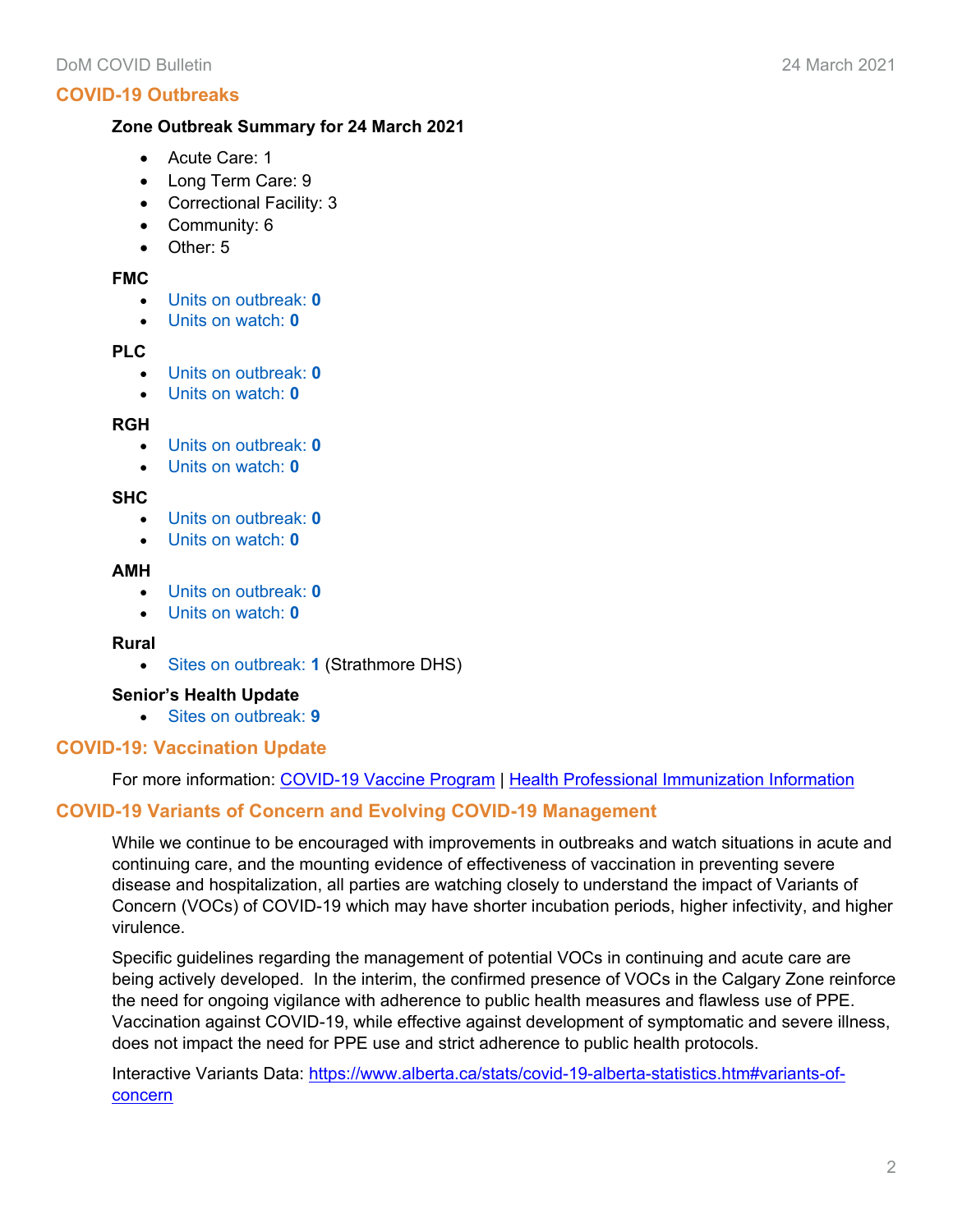## COVID-19 Outbreaks

**Zone Outbreak Summary for 24 March 2021**

- Acute Care: 1
- Long Term Care: 9
- Correctional Facility: 3
- Community: 6
- Other: 5

**FMC**

- Units on outbreak: **0**
- Units on watch: **0**

**PLC**

- Units on outbreak: **0**
- Units on watch: **0**

**RGH**

- Units on outbreak: **0**
- Units on watch: **0**

**SHC**

- Units on outbreak: **0**
- Units on watch: **0**

**AMH**

- Units on outbreak: **0**
- Units on watch: **0**

**Rural**

- Sites on outbreak: **1** (Strathmore DHS)

**Senior's Health Update**

- Sites on outbreak: **9**

## COVID-19: Vaccination Update

For more information: [COVID-19 Vaccine Program](#) | [Health Professional Immunization Information](#)

## COVID-19 Variants of Concern and Evolving COVID-19 Management

While we continue to be encouraged with improvements in outbreaks and watch situations in acute and continuing care, and the mounting evidence of effectiveness of vaccination in preventing severe disease and hospitalization, all parties are watching closely to understand the impact of Variants of Concern (VOCs) of COVID-19 which may have shorter incubation periods, higher infectivity, and higher virulence.

Specific guidelines regarding the management of potential VOCs in continuing and acute care are being actively developed. In the interim, the confirmed presence of VOCs in the Calgary Zone reinforce the need for ongoing vigilance with adherence to public health measures and flawless use of PPE. Vaccination against COVID-19, while effective against development of symptomatic and severe illness, does not impact the need for PPE use and strict adherence to public health protocols.

Interactive Variants Data: [https://www.alberta.ca/stats/covid-19-alberta-statistics.htm#variants-of-concern](https://www.alberta.ca/stats/covid-19-alberta-statistics.htm#variants-of-concern)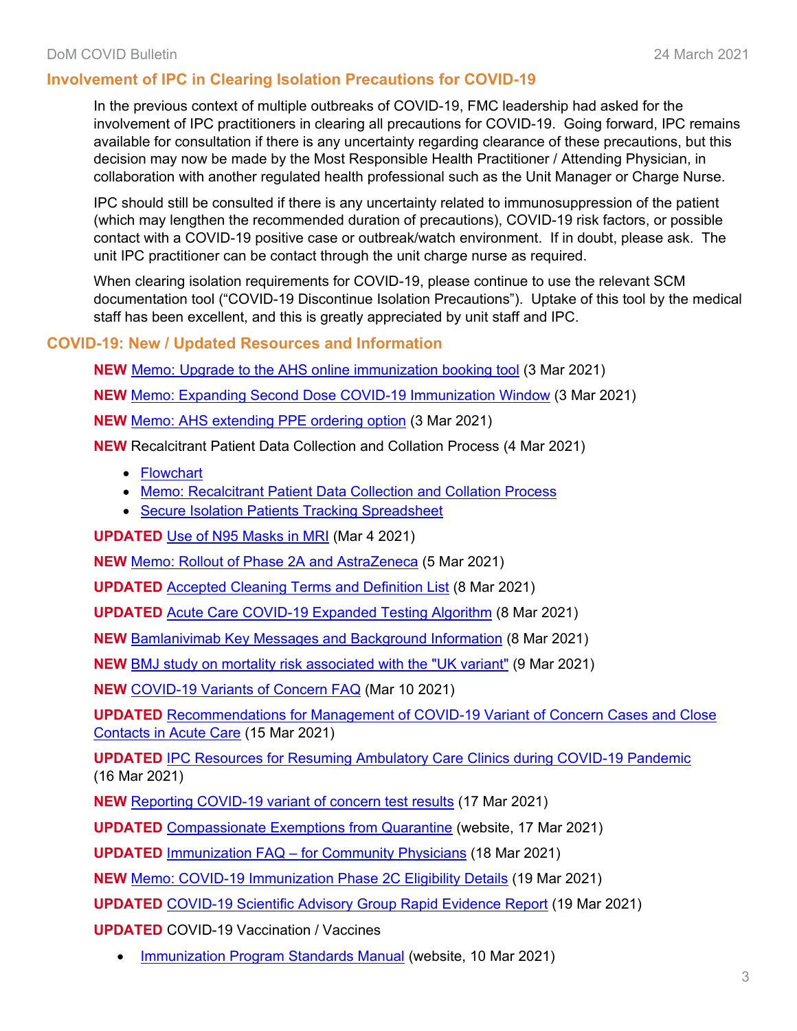## Involvement of IPC in Clearing Isolation Precautions for COVID-19

In the previous context of multiple outbreaks of COVID-19, FMC leadership had asked for the involvement of IPC practitioners in clearing all precautions for COVID-19. Going forward, IPC remains available for consultation if there is any uncertainty regarding clearance of these precautions, but this decision may now be made by the Most Responsible Health Practitioner / Attending Physician, in collaboration with another regulated health professional such as the Unit Manager or Charge Nurse.

IPC should still be consulted if there is any uncertainty related to immunosuppression of the patient (which may lengthen the recommended duration of precautions), COVID-19 risk factors, or possible contact with a COVID-19 positive case or outbreak/watch environment. If in doubt, please ask. The unit IPC practitioner can be contact through the unit charge nurse as required.

When clearing isolation requirements for COVID-19, please continue to use the relevant SCM documentation tool ("COVID-19 Discontinue Isolation Precautions"). Uptake of this tool by the medical staff has been excellent, and this is greatly appreciated by unit staff and IPC.

## COVID-19: New / Updated Resources and Information

**NEW** Memo: Upgrade to the AHS online immunization booking tool (3 Mar 2021)

**NEW** Memo: Expanding Second Dose COVID-19 Immunization Window (3 Mar 2021)

**NEW** Memo: AHS extending PPE ordering option (3 Mar 2021)

**NEW** Recalcitrant Patient Data Collection and Collation Process (4 Mar 2021)

- Flowchart
- Memo: Recalcitrant Patient Data Collection and Collation Process
- Secure Isolation Patients Tracking Spreadsheet

**UPDATED** Use of N95 Masks in MRI (Mar 4 2021)

**NEW** Memo: Rollout of Phase 2A and AstraZeneca (5 Mar 2021)

**UPDATED** Accepted Cleaning Terms and Definition List (8 Mar 2021)

**UPDATED** Acute Care COVID-19 Expanded Testing Algorithm (8 Mar 2021)

**NEW** Bamlanivimab Key Messages and Background Information (8 Mar 2021)

**NEW** BMJ study on mortality risk associated with the "UK variant" (9 Mar 2021)

**NEW** COVID-19 Variants of Concern FAQ (Mar 10 2021)

**UPDATED** Recommendations for Management of COVID-19 Variant of Concern Cases and Close Contacts in Acute Care (15 Mar 2021)

**UPDATED** IPC Resources for Resuming Ambulatory Care Clinics during COVID-19 Pandemic (16 Mar 2021)

**NEW** Reporting COVID-19 variant of concern test results (17 Mar 2021)

**UPDATED** Compassionate Exemptions from Quarantine (website, 17 Mar 2021)

**UPDATED** Immunization FAQ – for Community Physicians (18 Mar 2021)

**NEW** Memo: COVID-19 Immunization Phase 2C Eligibility Details (19 Mar 2021)

**UPDATED** COVID-19 Scientific Advisory Group Rapid Evidence Report (19 Mar 2021)

**UPDATED** COVID-19 Vaccination / Vaccines

- Immunization Program Standards Manual (website, 10 Mar 2021)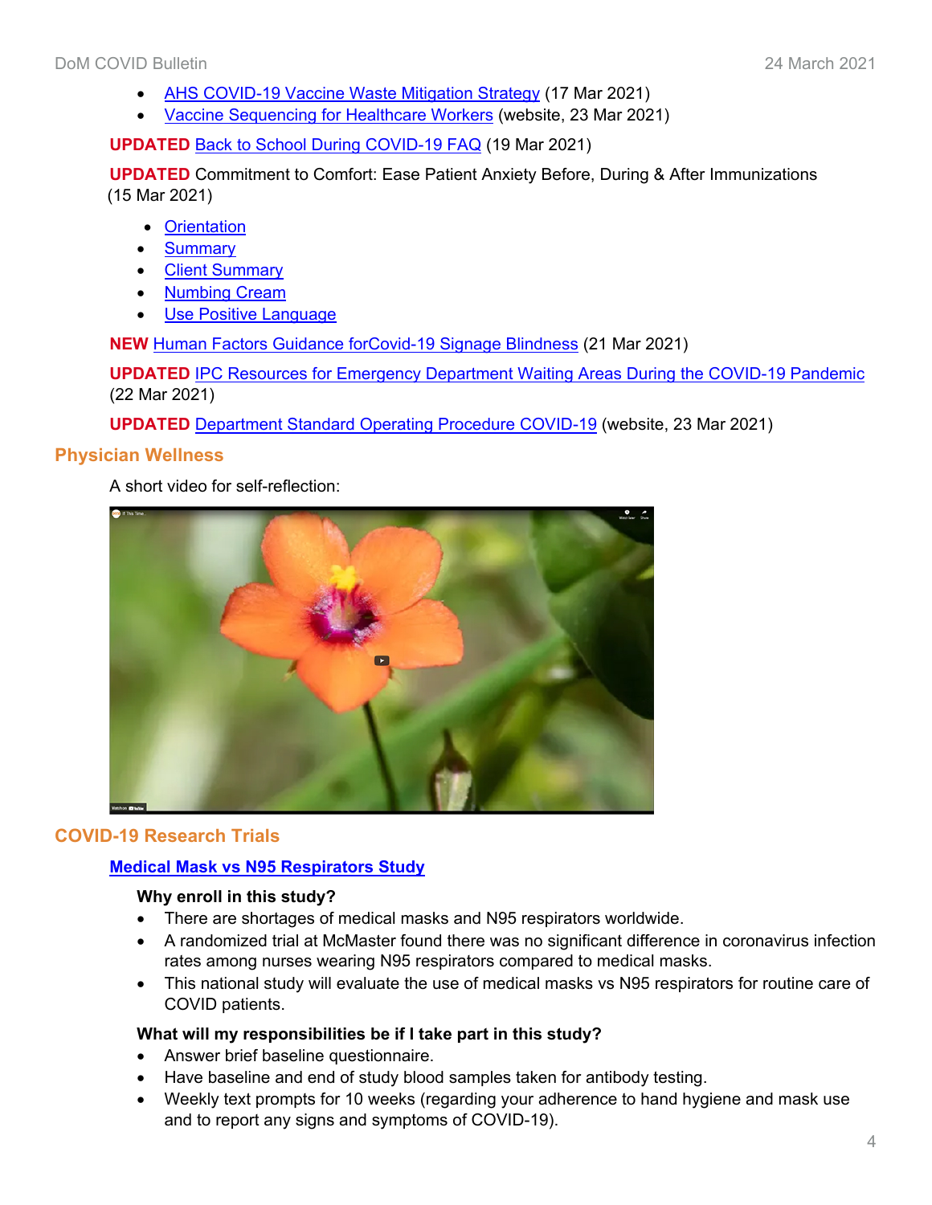- AHS COVID-19 Vaccine Waste Mitigation Strategy (17 Mar 2021)
- Vaccine Sequencing for Healthcare Workers (website, 23 Mar 2021)

**UPDATED** Back to School During COVID-19 FAQ (19 Mar 2021)

**UPDATED** Commitment to Comfort: Ease Patient Anxiety Before, During & After Immunizations (15 Mar 2021)

- Orientation
- Summary
- Client Summary
- Numbing Cream
- Use Positive Language

**NEW** Human Factors Guidance forCovid-19 Signage Blindness (21 Mar 2021)

**UPDATED** IPC Resources for Emergency Department Waiting Areas During the COVID-19 Pandemic (22 Mar 2021)

**UPDATED** Department Standard Operating Procedure COVID-19 (website, 23 Mar 2021)

## Physician Wellness

A short video for self-reflection:

## COVID-19 Research Trials

### Medical Mask vs N95 Respirators Study

**Why enroll in this study?**

- There are shortages of medical masks and N95 respirators worldwide.
- A randomized trial at McMaster found there was no significant difference in coronavirus infection rates among nurses wearing N95 respirators compared to medical masks.
- This national study will evaluate the use of medical masks vs N95 respirators for routine care of COVID patients.

**What will my responsibilities be if I take part in this study?**

- Answer brief baseline questionnaire.
- Have baseline and end of study blood samples taken for antibody testing.
- Weekly text prompts for 10 weeks (regarding your adherence to hand hygiene and mask use and to report any signs and symptoms of COVID-19).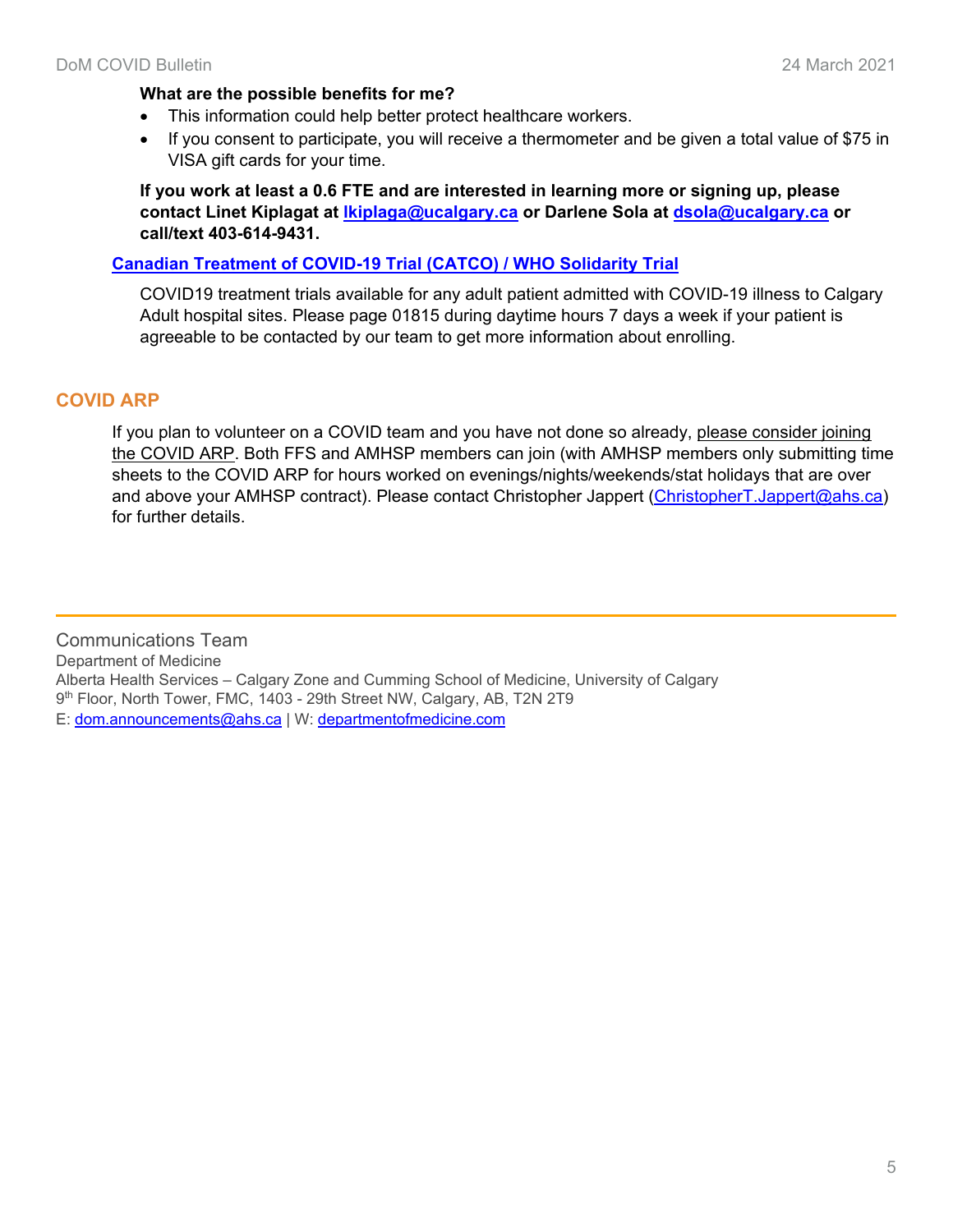**What are the possible benefits for me?**

- This information could help better protect healthcare workers.
- If you consent to participate, you will receive a thermometer and be given a total value of $75 in VISA gift cards for your time.

**If you work at least a 0.6 FTE and are interested in learning more or signing up, please contact Linet Kiplagat at lkiplaga@ucalgary.ca or Darlene Sola at dsola@ucalgary.ca or call/text 403-614-9431.**

**Canadian Treatment of COVID-19 Trial (CATCO) / WHO Solidarity Trial**

COVID19 treatment trials available for any adult patient admitted with COVID-19 illness to Calgary Adult hospital sites. Please page 01815 during daytime hours 7 days a week if your patient is agreeable to be contacted by our team to get more information about enrolling.

## COVID ARP

If you plan to volunteer on a COVID team and you have not done so already, please consider joining the COVID ARP. Both FFS and AMHSP members can join (with AMHSP members only submitting time sheets to the COVID ARP for hours worked on evenings/nights/weekends/stat holidays that are over and above your AMHSP contract). Please contact Christopher Jappert (ChristopherT.Jappert@ahs.ca) for further details.

---

Communications Team
Department of Medicine
Alberta Health Services – Calgary Zone and Cumming School of Medicine, University of Calgary
9th Floor, North Tower, FMC, 1403 - 29th Street NW, Calgary, AB, T2N 2T9
E: dom.announcements@ahs.ca | W: departmentofmedicine.com